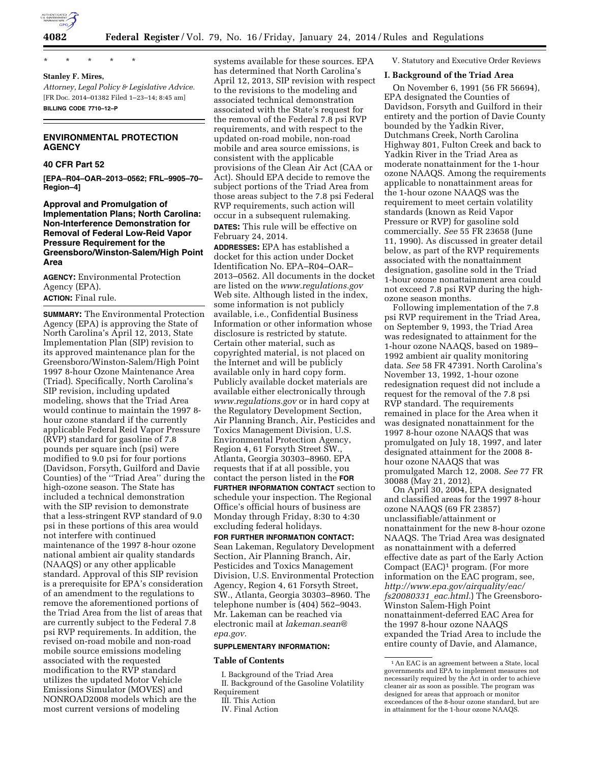\* \* \* \* \*

**Stanley F. Mires,**

*Attorney, Legal Policy & Legislative Advice.*

[FR Doc. 2014–01382 Filed 1–23–14; 8:45 am]

**BILLING CODE 7710–12–P**

## ENVIRONMENTAL PROTECTION AGENCY

### 40 CFR Part 52

**[EPA–R04–OAR–2013–0562; FRL–9905–70–Region–4]**

### Approval and Promulgation of Implementation Plans; North Carolina: Non-Interference Demonstration for Removal of Federal Low-Reid Vapor Pressure Requirement for the Greensboro/Winston-Salem/High Point Area

**AGENCY:** Environmental Protection Agency (EPA).

**ACTION:** Final rule.

**SUMMARY:** The Environmental Protection Agency (EPA) is approving the State of North Carolina's April 12, 2013, State Implementation Plan (SIP) revision to its approved maintenance plan for the Greensboro/Winston-Salem/High Point 1997 8-hour Ozone Maintenance Area (Triad). Specifically, North Carolina's SIP revision, including updated modeling, shows that the Triad Area would continue to maintain the 1997 8-hour ozone standard if the currently applicable Federal Reid Vapor Pressure (RVP) standard for gasoline of 7.8 pounds per square inch (psi) were modified to 9.0 psi for four portions (Davidson, Forsyth, Guilford and Davie Counties) of the ''Triad Area'' during the high-ozone season. The State has included a technical demonstration with the SIP revision to demonstrate that a less-stringent RVP standard of 9.0 psi in these portions of this area would not interfere with continued maintenance of the 1997 8-hour ozone national ambient air quality standards (NAAQS) or any other applicable standard. Approval of this SIP revision is a prerequisite for EPA's consideration of an amendment to the regulations to remove the aforementioned portions of the Triad Area from the list of areas that are currently subject to the Federal 7.8 psi RVP requirements. In addition, the revised on-road mobile and non-road mobile source emissions modeling associated with the requested modification to the RVP standard utilizes the updated Motor Vehicle Emissions Simulator (MOVES) and NONROAD2008 models which are the most current versions of modeling systems available for these sources. EPA has determined that North Carolina's April 12, 2013, SIP revision with respect to the revisions to the modeling and associated technical demonstration associated with the State's request for the removal of the Federal 7.8 psi RVP requirements, and with respect to the updated on-road mobile, non-road mobile and area source emissions, is consistent with the applicable provisions of the Clean Air Act (CAA or Act). Should EPA decide to remove the subject portions of the Triad Area from those areas subject to the 7.8 psi Federal RVP requirements, such action will occur in a subsequent rulemaking.

**DATES:** This rule will be effective on February 24, 2014.

**ADDRESSES:** EPA has established a docket for this action under Docket Identification No. EPA–R04–OAR–2013–0562. All documents in the docket are listed on the *www.regulations.gov* Web site. Although listed in the index, some information is not publicly available, i.e., Confidential Business Information or other information whose disclosure is restricted by statute. Certain other material, such as copyrighted material, is not placed on the Internet and will be publicly available only in hard copy form. Publicly available docket materials are available either electronically through *www.regulations.gov* or in hard copy at the Regulatory Development Section, Air Planning Branch, Air, Pesticides and Toxics Management Division, U.S. Environmental Protection Agency, Region 4, 61 Forsyth Street SW., Atlanta, Georgia 30303–8960. EPA requests that if at all possible, you contact the person listed in the **FOR FURTHER INFORMATION CONTACT** section to schedule your inspection. The Regional Office's official hours of business are Monday through Friday, 8:30 to 4:30 excluding federal holidays.

**FOR FURTHER INFORMATION CONTACT:** Sean Lakeman, Regulatory Development Section, Air Planning Branch, Air, Pesticides and Toxics Management Division, U.S. Environmental Protection Agency, Region 4, 61 Forsyth Street, SW., Atlanta, Georgia 30303–8960. The telephone number is (404) 562–9043. Mr. Lakeman can be reached via electronic mail at *lakeman.sean@epa.gov.*

**SUPPLEMENTARY INFORMATION:**

**Table of Contents**

I. Background of the Triad Area
II. Background of the Gasoline Volatility Requirement
III. This Action
IV. Final Action
V. Statutory and Executive Order Reviews

### I. Background of the Triad Area

On November 6, 1991 (56 FR 56694), EPA designated the Counties of Davidson, Forsyth and Guilford in their entirety and the portion of Davie County bounded by the Yadkin River, Dutchmans Creek, North Carolina Highway 801, Fulton Creek and back to Yadkin River in the Triad Area as moderate nonattainment for the 1-hour ozone NAAQS. Among the requirements applicable to nonattainment areas for the 1-hour ozone NAAQS was the requirement to meet certain volatility standards (known as Reid Vapor Pressure or RVP) for gasoline sold commercially. *See* 55 FR 23658 (June 11, 1990). As discussed in greater detail below, as part of the RVP requirements associated with the nonattainment designation, gasoline sold in the Triad 1-hour ozone nonattainment area could not exceed 7.8 psi RVP during the high-ozone season months.

Following implementation of the 7.8 psi RVP requirement in the Triad Area, on September 9, 1993, the Triad Area was redesignated to attainment for the 1-hour ozone NAAQS, based on 1989–1992 ambient air quality monitoring data. *See* 58 FR 47391. North Carolina's November 13, 1992, 1-hour ozone redesignation request did not include a request for the removal of the 7.8 psi RVP standard. The requirements remained in place for the Area when it was designated nonattainment for the 1997 8-hour ozone NAAQS that was promulgated on July 18, 1997, and later designated attainment for the 2008 8-hour ozone NAAQS that was promulgated March 12, 2008. *See* 77 FR 30088 (May 21, 2012).

On April 30, 2004, EPA designated and classified areas for the 1997 8-hour ozone NAAQS (69 FR 23857) unclassifiable/attainment or nonattainment for the new 8-hour ozone NAAQS. The Triad Area was designated as nonattainment with a deferred effective date as part of the Early Action Compact (EAC)[1] program. (For more information on the EAC program, see, *http://www.epa.gov/airquality/eac/fs20080331_eac.html.*) The Greensboro-Winston Salem-High Point nonattainment-deferred EAC Area for the 1997 8-hour ozone NAAQS expanded the Triad Area to include the entire county of Davie, and Alamance,

[1] An EAC is an agreement between a State, local governments and EPA to implement measures not necessarily required by the Act in order to achieve cleaner air as soon as possible. The program was designed for areas that approach or monitor exceedances of the 8-hour ozone standard, but are in attainment for the 1-hour ozone NAAQS.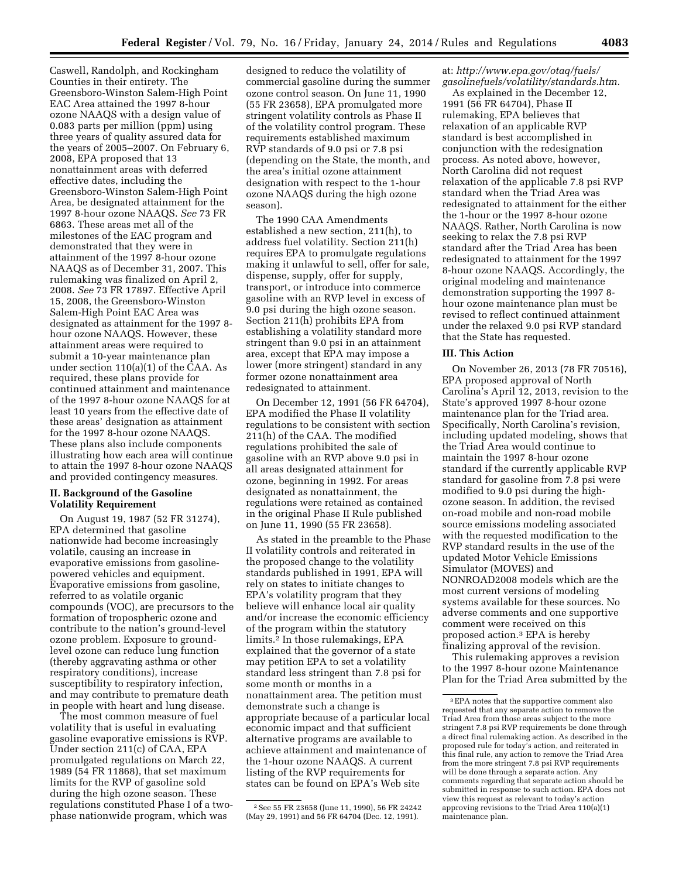Caswell, Randolph, and Rockingham Counties in their entirety. The Greensboro-Winston Salem-High Point EAC Area attained the 1997 8-hour ozone NAAQS with a design value of 0.083 parts per million (ppm) using three years of quality assured data for the years of 2005–2007. On February 6, 2008, EPA proposed that 13 nonattainment areas with deferred effective dates, including the Greensboro-Winston Salem-High Point Area, be designated attainment for the 1997 8-hour ozone NAAQS. *See* 73 FR 6863. These areas met all of the milestones of the EAC program and demonstrated that they were in attainment of the 1997 8-hour ozone NAAQS as of December 31, 2007. This rulemaking was finalized on April 2, 2008. *See* 73 FR 17897. Effective April 15, 2008, the Greensboro-Winston Salem-High Point EAC Area was designated as attainment for the 1997 8-hour ozone NAAQS. However, these attainment areas were required to submit a 10-year maintenance plan under section 110(a)(1) of the CAA. As required, these plans provide for continued attainment and maintenance of the 1997 8-hour ozone NAAQS for at least 10 years from the effective date of these areas' designation as attainment for the 1997 8-hour ozone NAAQS. These plans also include components illustrating how each area will continue to attain the 1997 8-hour ozone NAAQS and provided contingency measures.

## II. Background of the Gasoline Volatility Requirement

On August 19, 1987 (52 FR 31274), EPA determined that gasoline nationwide had become increasingly volatile, causing an increase in evaporative emissions from gasoline-powered vehicles and equipment. Evaporative emissions from gasoline, referred to as volatile organic compounds (VOC), are precursors to the formation of tropospheric ozone and contribute to the nation's ground-level ozone problem. Exposure to ground-level ozone can reduce lung function (thereby aggravating asthma or other respiratory conditions), increase susceptibility to respiratory infection, and may contribute to premature death in people with heart and lung disease.

The most common measure of fuel volatility that is useful in evaluating gasoline evaporative emissions is RVP. Under section 211(c) of CAA, EPA promulgated regulations on March 22, 1989 (54 FR 11868), that set maximum limits for the RVP of gasoline sold during the high ozone season. These regulations constituted Phase I of a two-phase nationwide program, which was designed to reduce the volatility of commercial gasoline during the summer ozone control season. On June 11, 1990 (55 FR 23658), EPA promulgated more stringent volatility controls as Phase II of the volatility control program. These requirements established maximum RVP standards of 9.0 psi or 7.8 psi (depending on the State, the month, and the area's initial ozone attainment designation with respect to the 1-hour ozone NAAQS during the high ozone season).

The 1990 CAA Amendments established a new section, 211(h), to address fuel volatility. Section 211(h) requires EPA to promulgate regulations making it unlawful to sell, offer for sale, dispense, supply, offer for supply, transport, or introduce into commerce gasoline with an RVP level in excess of 9.0 psi during the high ozone season. Section 211(h) prohibits EPA from establishing a volatility standard more stringent than 9.0 psi in an attainment area, except that EPA may impose a lower (more stringent) standard in any former ozone nonattainment area redesignated to attainment.

On December 12, 1991 (56 FR 64704), EPA modified the Phase II volatility regulations to be consistent with section 211(h) of the CAA. The modified regulations prohibited the sale of gasoline with an RVP above 9.0 psi in all areas designated attainment for ozone, beginning in 1992. For areas designated as nonattainment, the regulations were retained as contained in the original Phase II Rule published on June 11, 1990 (55 FR 23658).

As stated in the preamble to the Phase II volatility controls and reiterated in the proposed change to the volatility standards published in 1991, EPA will rely on states to initiate changes to EPA's volatility program that they believe will enhance local air quality and/or increase the economic efficiency of the program within the statutory limits.[2] In those rulemakings, EPA explained that the governor of a state may petition EPA to set a volatility standard less stringent than 7.8 psi for some month or months in a nonattainment area. The petition must demonstrate such a change is appropriate because of a particular local economic impact and that sufficient alternative programs are available to achieve attainment and maintenance of the 1-hour ozone NAAQS. A current listing of the RVP requirements for states can be found on EPA's Web site at: *http://www.epa.gov/otaq/fuels/gasolinefuels/volatility/standards.htm.*

As explained in the December 12, 1991 (56 FR 64704), Phase II rulemaking, EPA believes that relaxation of an applicable RVP standard is best accomplished in conjunction with the redesignation process. As noted above, however, North Carolina did not request relaxation of the applicable 7.8 psi RVP standard when the Triad Area was redesignated to attainment for the either the 1-hour or the 1997 8-hour ozone NAAQS. Rather, North Carolina is now seeking to relax the 7.8 psi RVP standard after the Triad Area has been redesignated to attainment for the 1997 8-hour ozone NAAQS. Accordingly, the original modeling and maintenance demonstration supporting the 1997 8-hour ozone maintenance plan must be revised to reflect continued attainment under the relaxed 9.0 psi RVP standard that the State has requested.

## III. This Action

On November 26, 2013 (78 FR 70516), EPA proposed approval of North Carolina's April 12, 2013, revision to the State's approved 1997 8-hour ozone maintenance plan for the Triad area. Specifically, North Carolina's revision, including updated modeling, shows that the Triad Area would continue to maintain the 1997 8-hour ozone standard if the currently applicable RVP standard for gasoline from 7.8 psi were modified to 9.0 psi during the high-ozone season. In addition, the revised on-road mobile and non-road mobile source emissions modeling associated with the requested modification to the RVP standard results in the use of the updated Motor Vehicle Emissions Simulator (MOVES) and NONROAD2008 models which are the most current versions of modeling systems available for these sources. No adverse comments and one supportive comment were received on this proposed action.[3] EPA is hereby finalizing approval of the revision.

This rulemaking approves a revision to the 1997 8-hour ozone Maintenance Plan for the Triad Area submitted by the

---

[2] See 55 FR 23658 (June 11, 1990), 56 FR 24242 (May 29, 1991) and 56 FR 64704 (Dec. 12, 1991).

[3] EPA notes that the supportive comment also requested that any separate action to remove the Triad Area from those areas subject to the more stringent 7.8 psi RVP requirements be done through a direct final rulemaking action. As described in the proposed rule for today's action, and reiterated in this final rule, any action to remove the Triad Area from the more stringent 7.8 psi RVP requirements will be done through a separate action. Any comments regarding that separate action should be submitted in response to such action. EPA does not view this request as relevant to today's action approving revisions to the Triad Area 110(a)(1) maintenance plan.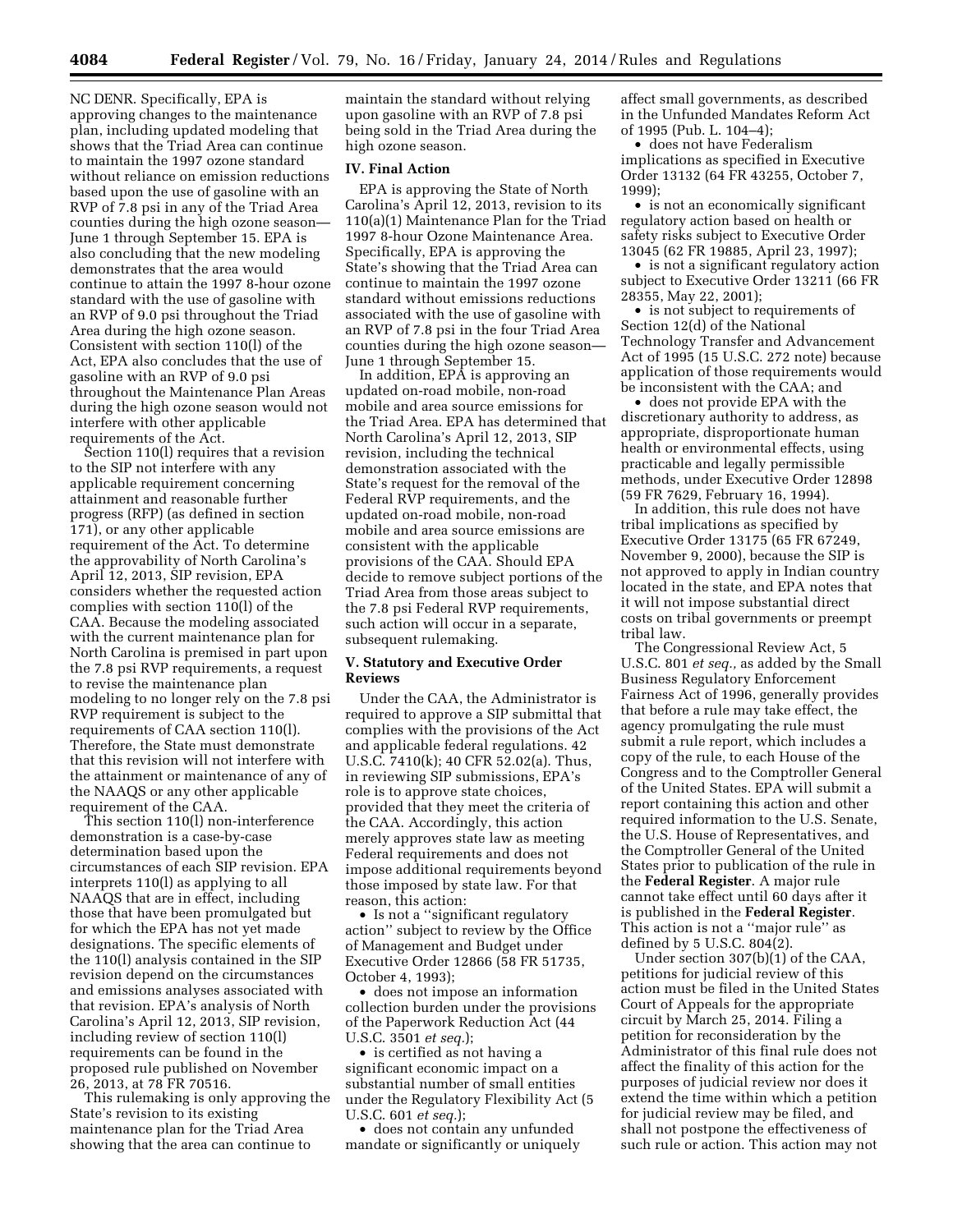NC DENR. Specifically, EPA is approving changes to the maintenance plan, including updated modeling that shows that the Triad Area can continue to maintain the 1997 ozone standard without reliance on emission reductions based upon the use of gasoline with an RVP of 7.8 psi in any of the Triad Area counties during the high ozone season—June 1 through September 15. EPA is also concluding that the new modeling demonstrates that the area would continue to attain the 1997 8-hour ozone standard with the use of gasoline with an RVP of 9.0 psi throughout the Triad Area during the high ozone season. Consistent with section 110(l) of the Act, EPA also concludes that the use of gasoline with an RVP of 9.0 psi throughout the Maintenance Plan Areas during the high ozone season would not interfere with other applicable requirements of the Act.

Section 110(l) requires that a revision to the SIP not interfere with any applicable requirement concerning attainment and reasonable further progress (RFP) (as defined in section 171), or any other applicable requirement of the Act. To determine the approvability of North Carolina's April 12, 2013, SIP revision, EPA considers whether the requested action complies with section 110(l) of the CAA. Because the modeling associated with the current maintenance plan for North Carolina is premised in part upon the 7.8 psi RVP requirements, a request to revise the maintenance plan modeling to no longer rely on the 7.8 psi RVP requirement is subject to the requirements of CAA section 110(l). Therefore, the State must demonstrate that this revision will not interfere with the attainment or maintenance of any of the NAAQS or any other applicable requirement of the CAA.

This section 110(l) non-interference demonstration is a case-by-case determination based upon the circumstances of each SIP revision. EPA interprets 110(l) as applying to all NAAQS that are in effect, including those that have been promulgated but for which the EPA has not yet made designations. The specific elements of the 110(l) analysis contained in the SIP revision depend on the circumstances and emissions analyses associated with that revision. EPA's analysis of North Carolina's April 12, 2013, SIP revision, including review of section 110(l) requirements can be found in the proposed rule published on November 26, 2013, at 78 FR 70516.

This rulemaking is only approving the State's revision to its existing maintenance plan for the Triad Area showing that the area can continue to maintain the standard without relying upon gasoline with an RVP of 7.8 psi being sold in the Triad Area during the high ozone season.

## IV. Final Action

EPA is approving the State of North Carolina's April 12, 2013, revision to its 110(a)(1) Maintenance Plan for the Triad 1997 8-hour Ozone Maintenance Area. Specifically, EPA is approving the State's showing that the Triad Area can continue to maintain the 1997 ozone standard without emissions reductions associated with the use of gasoline with an RVP of 7.8 psi in the four Triad Area counties during the high ozone season—June 1 through September 15.

In addition, EPA is approving an updated on-road mobile, non-road mobile and area source emissions for the Triad Area. EPA has determined that North Carolina's April 12, 2013, SIP revision, including the technical demonstration associated with the State's request for the removal of the Federal RVP requirements, and the updated on-road mobile, non-road mobile and area source emissions are consistent with the applicable provisions of the CAA. Should EPA decide to remove subject portions of the Triad Area from those areas subject to the 7.8 psi Federal RVP requirements, such action will occur in a separate, subsequent rulemaking.

## V. Statutory and Executive Order Reviews

Under the CAA, the Administrator is required to approve a SIP submittal that complies with the provisions of the Act and applicable federal regulations. 42 U.S.C. 7410(k); 40 CFR 52.02(a). Thus, in reviewing SIP submissions, EPA's role is to approve state choices, provided that they meet the criteria of the CAA. Accordingly, this action merely approves state law as meeting Federal requirements and does not impose additional requirements beyond those imposed by state law. For that reason, this action:

- Is not a ''significant regulatory action'' subject to review by the Office of Management and Budget under Executive Order 12866 (58 FR 51735, October 4, 1993);
- does not impose an information collection burden under the provisions of the Paperwork Reduction Act (44 U.S.C. 3501 *et seq.*);
- is certified as not having a significant economic impact on a substantial number of small entities under the Regulatory Flexibility Act (5 U.S.C. 601 *et seq.*);
- does not contain any unfunded mandate or significantly or uniquely affect small governments, as described in the Unfunded Mandates Reform Act of 1995 (Pub. L. 104–4);
- does not have Federalism implications as specified in Executive Order 13132 (64 FR 43255, October 7, 1999);
- is not an economically significant regulatory action based on health or safety risks subject to Executive Order 13045 (62 FR 19885, April 23, 1997);
- is not a significant regulatory action subject to Executive Order 13211 (66 FR 28355, May 22, 2001);
- is not subject to requirements of Section 12(d) of the National Technology Transfer and Advancement Act of 1995 (15 U.S.C. 272 note) because application of those requirements would be inconsistent with the CAA; and
- does not provide EPA with the discretionary authority to address, as appropriate, disproportionate human health or environmental effects, using practicable and legally permissible methods, under Executive Order 12898 (59 FR 7629, February 16, 1994).

In addition, this rule does not have tribal implications as specified by Executive Order 13175 (65 FR 67249, November 9, 2000), because the SIP is not approved to apply in Indian country located in the state, and EPA notes that it will not impose substantial direct costs on tribal governments or preempt tribal law.

The Congressional Review Act, 5 U.S.C. 801 *et seq.,* as added by the Small Business Regulatory Enforcement Fairness Act of 1996, generally provides that before a rule may take effect, the agency promulgating the rule must submit a rule report, which includes a copy of the rule, to each House of the Congress and to the Comptroller General of the United States. EPA will submit a report containing this action and other required information to the U.S. Senate, the U.S. House of Representatives, and the Comptroller General of the United States prior to publication of the rule in the **Federal Register**. A major rule cannot take effect until 60 days after it is published in the **Federal Register**. This action is not a ''major rule'' as defined by 5 U.S.C. 804(2).

Under section 307(b)(1) of the CAA, petitions for judicial review of this action must be filed in the United States Court of Appeals for the appropriate circuit by March 25, 2014. Filing a petition for reconsideration by the Administrator of this final rule does not affect the finality of this action for the purposes of judicial review nor does it extend the time within which a petition for judicial review may be filed, and shall not postpone the effectiveness of such rule or action. This action may not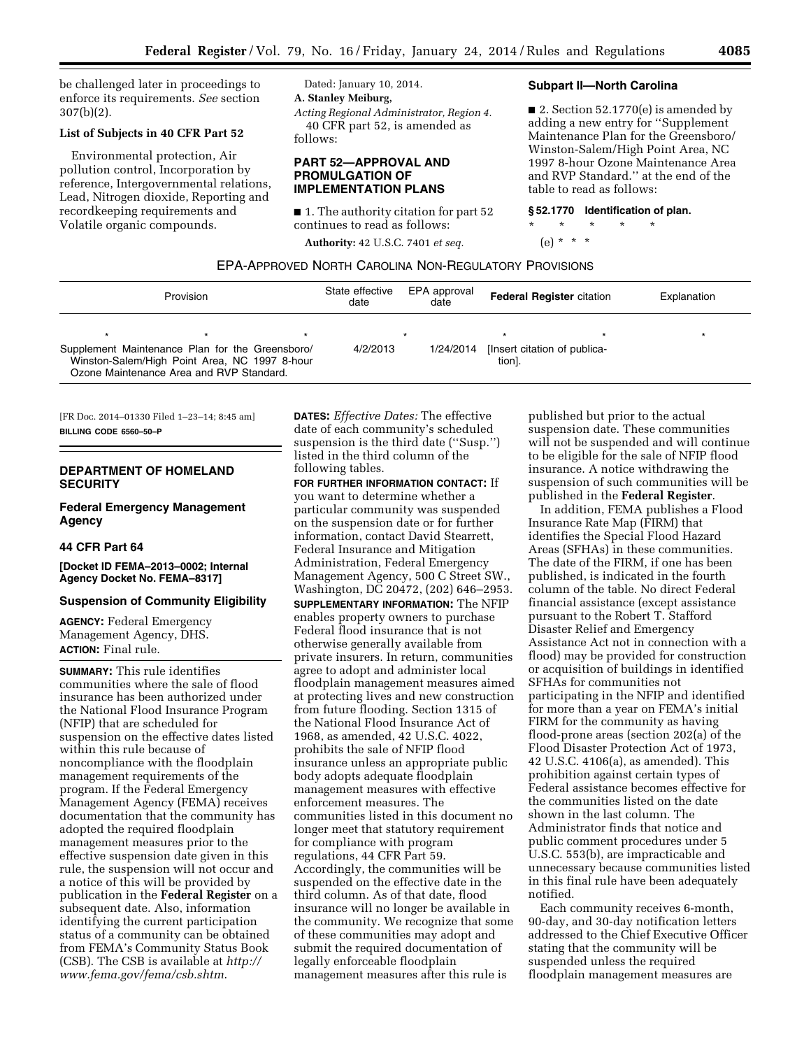be challenged later in proceedings to enforce its requirements. *See* section 307(b)(2).

### List of Subjects in 40 CFR Part 52

Environmental protection, Air pollution control, Incorporation by reference, Intergovernmental relations, Lead, Nitrogen dioxide, Reporting and recordkeeping requirements and Volatile organic compounds.

Dated: January 10, 2014.

**A. Stanley Meiburg,**

*Acting Regional Administrator, Region 4.*

40 CFR part 52, is amended as follows:

## PART 52—APPROVAL AND PROMULGATION OF IMPLEMENTATION PLANS

■ 1. The authority citation for part 52 continues to read as follows:

**Authority:** 42 U.S.C. 7401 *et seq.*

### Subpart II—North Carolina

■ 2. Section 52.1770(e) is amended by adding a new entry for ''Supplement Maintenance Plan for the Greensboro/Winston-Salem/High Point Area, NC 1997 8-hour Ozone Maintenance Area and RVP Standard.'' at the end of the table to read as follows:

**§ 52.1770 Identification of plan.**

\* \* \* \* \*

(e) \* \* \*

EPA-APPROVED NORTH CAROLINA NON-REGULATORY PROVISIONS

| Provision | State effective date | EPA approval date | **Federal Register** citation | Explanation |
|---|---|---|---|---|
| * * * | | * | * * | * |
| Supplement Maintenance Plan for the Greensboro/Winston-Salem/High Point Area, NC 1997 8-hour Ozone Maintenance Area and RVP Standard. | 4/2/2013 | 1/24/2014 | [Insert citation of publication]. | |

[FR Doc. 2014–01330 Filed 1–23–14; 8:45 am]

**BILLING CODE 6560–50–P**

## DEPARTMENT OF HOMELAND SECURITY

## Federal Emergency Management Agency

### 44 CFR Part 64

**[Docket ID FEMA–2013–0002; Internal Agency Docket No. FEMA–8317]**

### Suspension of Community Eligibility

**AGENCY:** Federal Emergency Management Agency, DHS.

**ACTION:** Final rule.

**SUMMARY:** This rule identifies communities where the sale of flood insurance has been authorized under the National Flood Insurance Program (NFIP) that are scheduled for suspension on the effective dates listed within this rule because of noncompliance with the floodplain management requirements of the program. If the Federal Emergency Management Agency (FEMA) receives documentation that the community has adopted the required floodplain management measures prior to the effective suspension date given in this rule, the suspension will not occur and a notice of this will be provided by publication in the **Federal Register** on a subsequent date. Also, information identifying the current participation status of a community can be obtained from FEMA's Community Status Book (CSB). The CSB is available at *http://www.fema.gov/fema/csb.shtm.*

**DATES:** *Effective Dates:* The effective date of each community's scheduled suspension is the third date (''Susp.'') listed in the third column of the following tables.

**FOR FURTHER INFORMATION CONTACT:** If you want to determine whether a particular community was suspended on the suspension date or for further information, contact David Stearrett, Federal Insurance and Mitigation Administration, Federal Emergency Management Agency, 500 C Street SW., Washington, DC 20472, (202) 646–2953.

**SUPPLEMENTARY INFORMATION:** The NFIP enables property owners to purchase Federal flood insurance that is not otherwise generally available from private insurers. In return, communities agree to adopt and administer local floodplain management measures aimed at protecting lives and new construction from future flooding. Section 1315 of the National Flood Insurance Act of 1968, as amended, 42 U.S.C. 4022, prohibits the sale of NFIP flood insurance unless an appropriate public body adopts adequate floodplain management measures with effective enforcement measures. The communities listed in this document no longer meet that statutory requirement for compliance with program regulations, 44 CFR Part 59. Accordingly, the communities will be suspended on the effective date in the third column. As of that date, flood insurance will no longer be available in the community. We recognize that some of these communities may adopt and submit the required documentation of legally enforceable floodplain management measures after this rule is published but prior to the actual suspension date. These communities will not be suspended and will continue to be eligible for the sale of NFIP flood insurance. A notice withdrawing the suspension of such communities will be published in the **Federal Register**.

In addition, FEMA publishes a Flood Insurance Rate Map (FIRM) that identifies the Special Flood Hazard Areas (SFHAs) in these communities. The date of the FIRM, if one has been published, is indicated in the fourth column of the table. No direct Federal financial assistance (except assistance pursuant to the Robert T. Stafford Disaster Relief and Emergency Assistance Act not in connection with a flood) may be provided for construction or acquisition of buildings in identified SFHAs for communities not participating in the NFIP and identified for more than a year on FEMA's initial FIRM for the community as having flood-prone areas (section 202(a) of the Flood Disaster Protection Act of 1973, 42 U.S.C. 4106(a), as amended). This prohibition against certain types of Federal assistance becomes effective for the communities listed on the date shown in the last column. The Administrator finds that notice and public comment procedures under 5 U.S.C. 553(b), are impracticable and unnecessary because communities listed in this final rule have been adequately notified.

Each community receives 6-month, 90-day, and 30-day notification letters addressed to the Chief Executive Officer stating that the community will be suspended unless the required floodplain management measures are